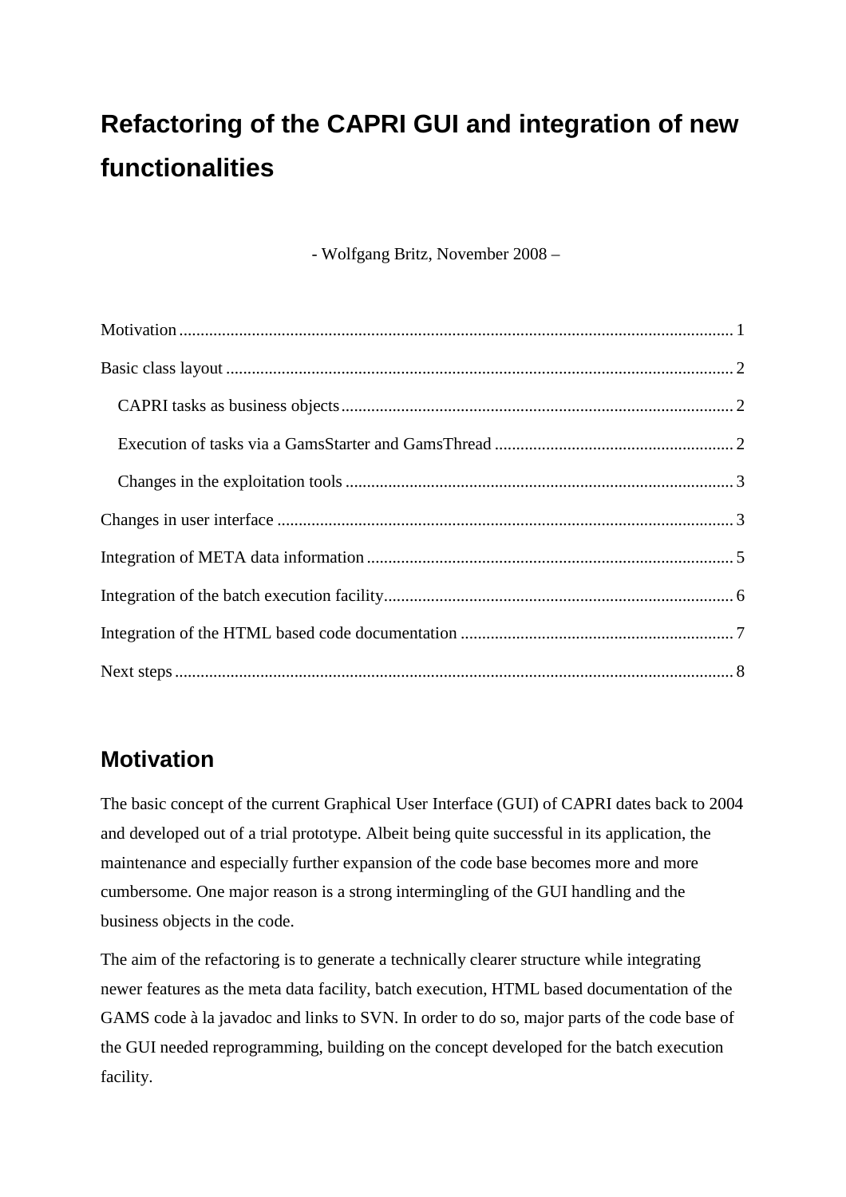# Refactoring of the CAPRI GUI and integration of new functionalities

- Wolfgang Britz, November 2008 –

Motivation ..... 1

Basic class layout ..... 2

- CAPRI tasks as business objects ..... 2
- Execution of tasks via a GamsStarter and GamsThread ..... 2
- Changes in the exploitation tools ..... 3

Changes in user interface ..... 3

Integration of META data information ..... 5

Integration of the batch execution facility ..... 6

Integration of the HTML based code documentation ..... 7

Next steps ..... 8

## Motivation

The basic concept of the current Graphical User Interface (GUI) of CAPRI dates back to 2004 and developed out of a trial prototype. Albeit being quite successful in its application, the maintenance and especially further expansion of the code base becomes more and more cumbersome. One major reason is a strong intermingling of the GUI handling and the business objects in the code.

The aim of the refactoring is to generate a technically clearer structure while integrating newer features as the meta data facility, batch execution, HTML based documentation of the GAMS code à la javadoc and links to SVN. In order to do so, major parts of the code base of the GUI needed reprogramming, building on the concept developed for the batch execution facility.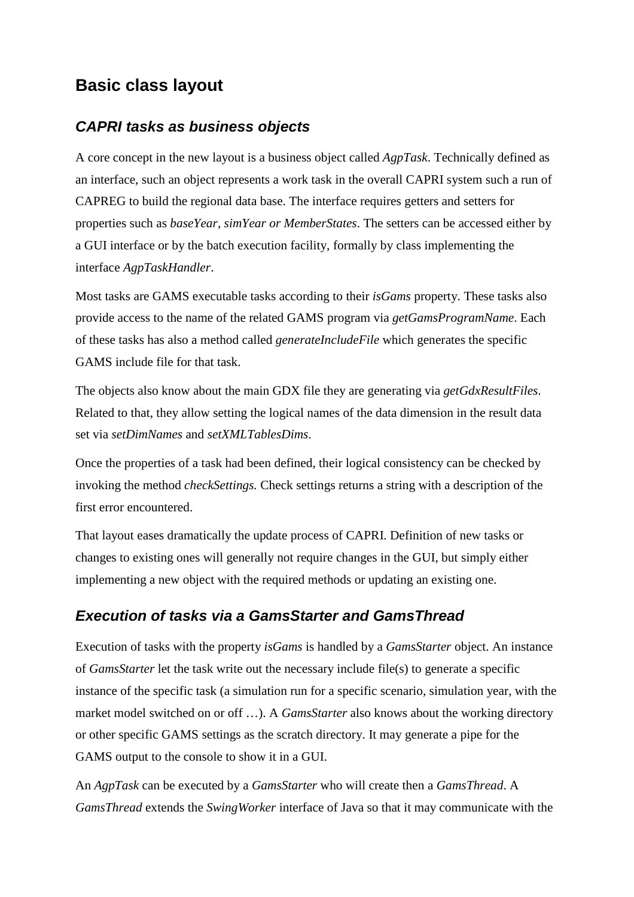## Basic class layout

### *CAPRI tasks as business objects*

A core concept in the new layout is a business object called *AgpTask*. Technically defined as an interface, such an object represents a work task in the overall CAPRI system such a run of CAPREG to build the regional data base. The interface requires getters and setters for properties such as *baseYear*, *simYear or MemberStates*. The setters can be accessed either by a GUI interface or by the batch execution facility, formally by class implementing the interface *AgpTaskHandler*.

Most tasks are GAMS executable tasks according to their *isGams* property. These tasks also provide access to the name of the related GAMS program via *getGamsProgramName*. Each of these tasks has also a method called *generateIncludeFile* which generates the specific GAMS include file for that task.

The objects also know about the main GDX file they are generating via *getGdxResultFiles*. Related to that, they allow setting the logical names of the data dimension in the result data set via *setDimNames* and *setXMLTablesDims*.

Once the properties of a task had been defined, their logical consistency can be checked by invoking the method *checkSettings.* Check settings returns a string with a description of the first error encountered.

That layout eases dramatically the update process of CAPRI. Definition of new tasks or changes to existing ones will generally not require changes in the GUI, but simply either implementing a new object with the required methods or updating an existing one.

### *Execution of tasks via a GamsStarter and GamsThread*

Execution of tasks with the property *isGams* is handled by a *GamsStarter* object. An instance of *GamsStarter* let the task write out the necessary include file(s) to generate a specific instance of the specific task (a simulation run for a specific scenario, simulation year, with the market model switched on or off …). A *GamsStarter* also knows about the working directory or other specific GAMS settings as the scratch directory. It may generate a pipe for the GAMS output to the console to show it in a GUI.

An *AgpTask* can be executed by a *GamsStarter* who will create then a *GamsThread*. A *GamsThread* extends the *SwingWorker* interface of Java so that it may communicate with the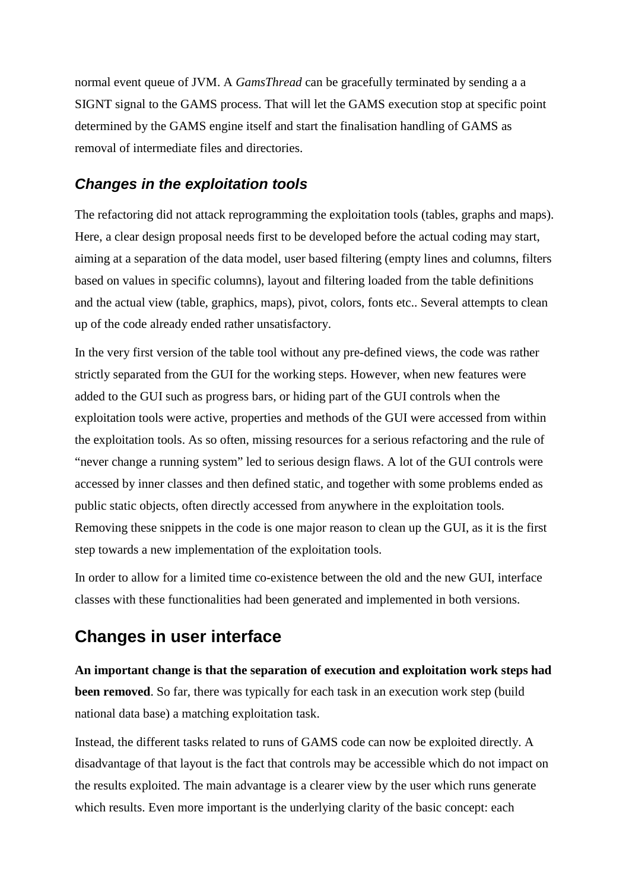normal event queue of JVM. A *GamsThread* can be gracefully terminated by sending a a SIGNT signal to the GAMS process. That will let the GAMS execution stop at specific point determined by the GAMS engine itself and start the finalisation handling of GAMS as removal of intermediate files and directories.

### Changes in the exploitation tools

The refactoring did not attack reprogramming the exploitation tools (tables, graphs and maps). Here, a clear design proposal needs first to be developed before the actual coding may start, aiming at a separation of the data model, user based filtering (empty lines and columns, filters based on values in specific columns), layout and filtering loaded from the table definitions and the actual view (table, graphics, maps), pivot, colors, fonts etc.. Several attempts to clean up of the code already ended rather unsatisfactory.

In the very first version of the table tool without any pre-defined views, the code was rather strictly separated from the GUI for the working steps. However, when new features were added to the GUI such as progress bars, or hiding part of the GUI controls when the exploitation tools were active, properties and methods of the GUI were accessed from within the exploitation tools. As so often, missing resources for a serious refactoring and the rule of "never change a running system" led to serious design flaws. A lot of the GUI controls were accessed by inner classes and then defined static, and together with some problems ended as public static objects, often directly accessed from anywhere in the exploitation tools. Removing these snippets in the code is one major reason to clean up the GUI, as it is the first step towards a new implementation of the exploitation tools.

In order to allow for a limited time co-existence between the old and the new GUI, interface classes with these functionalities had been generated and implemented in both versions.

## Changes in user interface

**An important change is that the separation of execution and exploitation work steps had been removed**. So far, there was typically for each task in an execution work step (build national data base) a matching exploitation task.

Instead, the different tasks related to runs of GAMS code can now be exploited directly. A disadvantage of that layout is the fact that controls may be accessible which do not impact on the results exploited. The main advantage is a clearer view by the user which runs generate which results. Even more important is the underlying clarity of the basic concept: each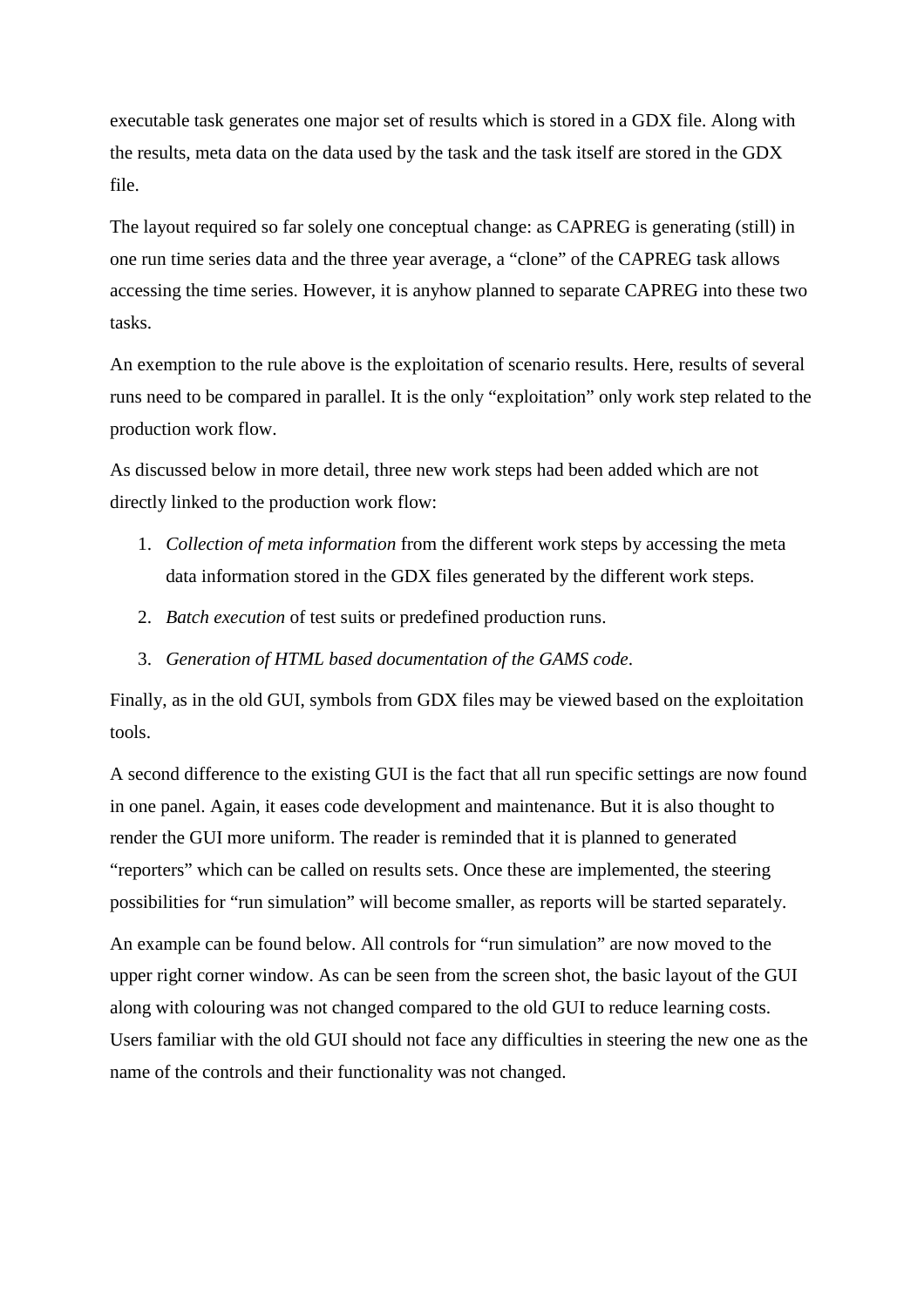executable task generates one major set of results which is stored in a GDX file. Along with the results, meta data on the data used by the task and the task itself are stored in the GDX file.

The layout required so far solely one conceptual change: as CAPREG is generating (still) in one run time series data and the three year average, a "clone" of the CAPREG task allows accessing the time series. However, it is anyhow planned to separate CAPREG into these two tasks.

An exemption to the rule above is the exploitation of scenario results. Here, results of several runs need to be compared in parallel. It is the only "exploitation" only work step related to the production work flow.

As discussed below in more detail, three new work steps had been added which are not directly linked to the production work flow:

1. *Collection of meta information* from the different work steps by accessing the meta data information stored in the GDX files generated by the different work steps.
2. *Batch execution* of test suits or predefined production runs.
3. *Generation of HTML based documentation of the GAMS code*.

Finally, as in the old GUI, symbols from GDX files may be viewed based on the exploitation tools.

A second difference to the existing GUI is the fact that all run specific settings are now found in one panel. Again, it eases code development and maintenance. But it is also thought to render the GUI more uniform. The reader is reminded that it is planned to generated "reporters" which can be called on results sets. Once these are implemented, the steering possibilities for "run simulation" will become smaller, as reports will be started separately.

An example can be found below. All controls for "run simulation" are now moved to the upper right corner window. As can be seen from the screen shot, the basic layout of the GUI along with colouring was not changed compared to the old GUI to reduce learning costs. Users familiar with the old GUI should not face any difficulties in steering the new one as the name of the controls and their functionality was not changed.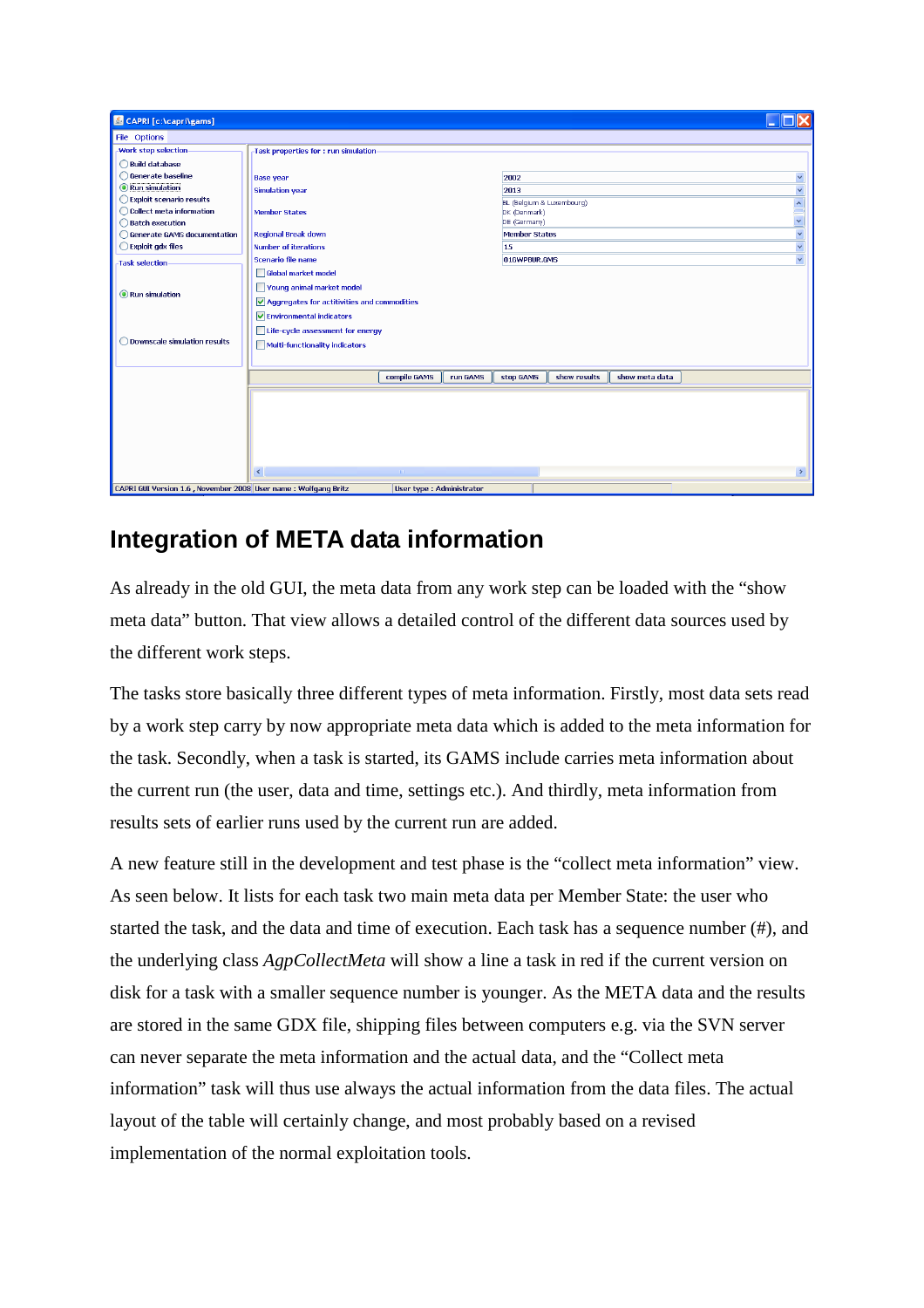## Integration of META data information

As already in the old GUI, the meta data from any work step can be loaded with the “show meta data” button. That view allows a detailed control of the different data sources used by the different work steps.

The tasks store basically three different types of meta information. Firstly, most data sets read by a work step carry by now appropriate meta data which is added to the meta information for the task. Secondly, when a task is started, its GAMS include carries meta information about the current run (the user, data and time, settings etc.). And thirdly, meta information from results sets of earlier runs used by the current run are added.

A new feature still in the development and test phase is the “collect meta information” view. As seen below. It lists for each task two main meta data per Member State: the user who started the task, and the data and time of execution. Each task has a sequence number (#), and the underlying class *AgpCollectMeta* will show a line a task in red if the current version on disk for a task with a smaller sequence number is younger. As the META data and the results are stored in the same GDX file, shipping files between computers e.g. via the SVN server can never separate the meta information and the actual data, and the “Collect meta information” task will thus use always the actual information from the data files. The actual layout of the table will certainly change, and most probably based on a revised implementation of the normal exploitation tools.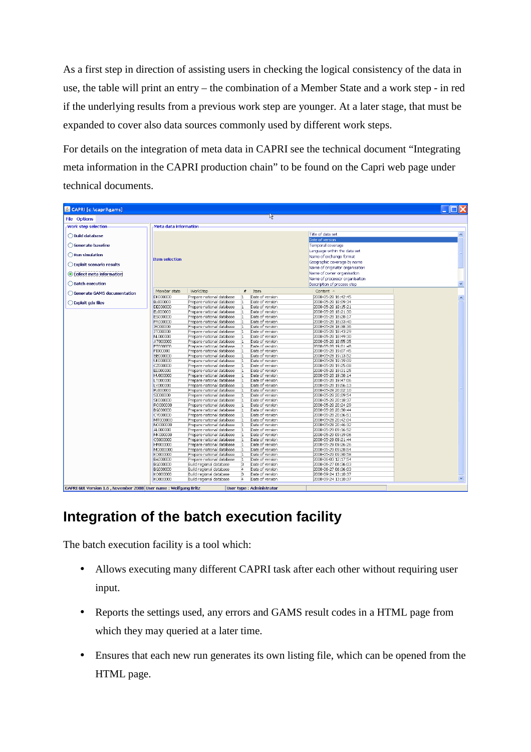As a first step in direction of assisting users in checking the logical consistency of the data in use, the table will print an entry – the combination of a Member State and a work step - in red if the underlying results from a previous work step are younger. At a later stage, that must be expanded to cover also data sources commonly used by different work steps.

For details on the integration of meta data in CAPRI see the technical document "Integrating meta information in the CAPRI production chain" to be found on the Capri web page under technical documents.

## Integration of the batch execution facility

The batch execution facility is a tool which:

- Allows executing many different CAPRI task after each other without requiring user input.
- Reports the settings used, any errors and GAMS result codes in a HTML page from which they may queried at a later time.
- Ensures that each new run generates its own listing file, which can be opened from the HTML page.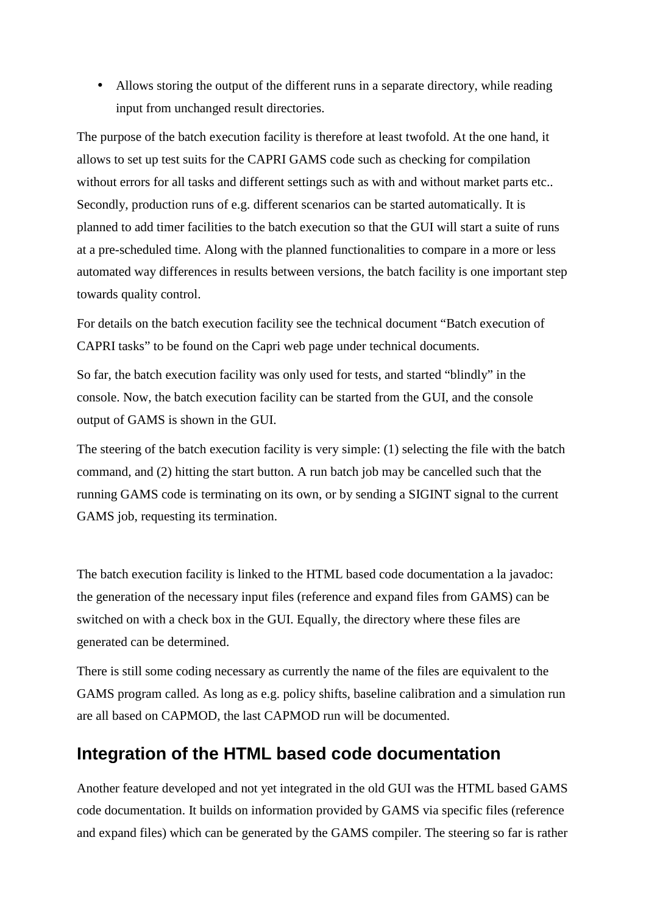- Allows storing the output of the different runs in a separate directory, while reading input from unchanged result directories.

The purpose of the batch execution facility is therefore at least twofold. At the one hand, it allows to set up test suits for the CAPRI GAMS code such as checking for compilation without errors for all tasks and different settings such as with and without market parts etc.. Secondly, production runs of e.g. different scenarios can be started automatically. It is planned to add timer facilities to the batch execution so that the GUI will start a suite of runs at a pre-scheduled time. Along with the planned functionalities to compare in a more or less automated way differences in results between versions, the batch facility is one important step towards quality control.

For details on the batch execution facility see the technical document "Batch execution of CAPRI tasks" to be found on the Capri web page under technical documents.

So far, the batch execution facility was only used for tests, and started "blindly" in the console. Now, the batch execution facility can be started from the GUI, and the console output of GAMS is shown in the GUI.

The steering of the batch execution facility is very simple: (1) selecting the file with the batch command, and (2) hitting the start button. A run batch job may be cancelled such that the running GAMS code is terminating on its own, or by sending a SIGINT signal to the current GAMS job, requesting its termination.

The batch execution facility is linked to the HTML based code documentation a la javadoc: the generation of the necessary input files (reference and expand files from GAMS) can be switched on with a check box in the GUI. Equally, the directory where these files are generated can be determined.

There is still some coding necessary as currently the name of the files are equivalent to the GAMS program called. As long as e.g. policy shifts, baseline calibration and a simulation run are all based on CAPMOD, the last CAPMOD run will be documented.

## Integration of the HTML based code documentation

Another feature developed and not yet integrated in the old GUI was the HTML based GAMS code documentation. It builds on information provided by GAMS via specific files (reference and expand files) which can be generated by the GAMS compiler. The steering so far is rather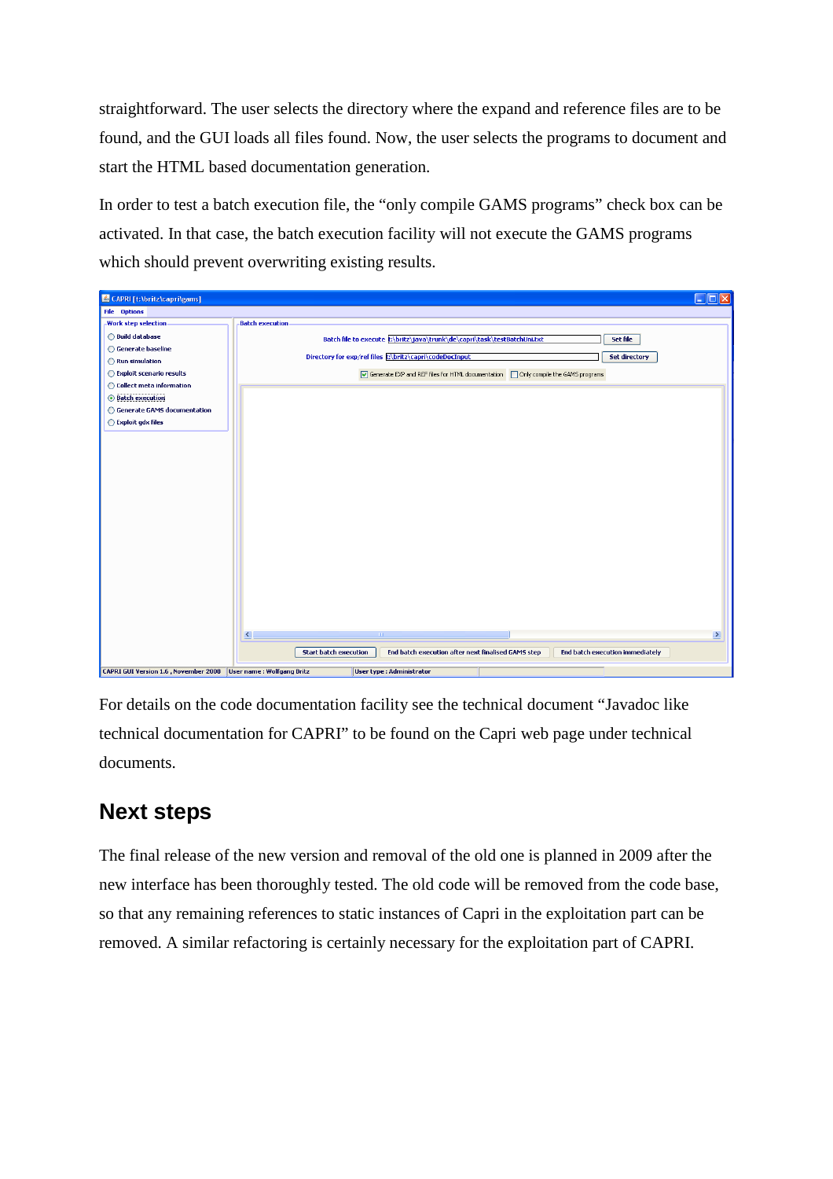straightforward. The user selects the directory where the expand and reference files are to be found, and the GUI loads all files found. Now, the user selects the programs to document and start the HTML based documentation generation.

In order to test a batch execution file, the “only compile GAMS programs” check box can be activated. In that case, the batch execution facility will not execute the GAMS programs which should prevent overwriting existing results.

For details on the code documentation facility see the technical document “Javadoc like technical documentation for CAPRI” to be found on the Capri web page under technical documents.

## Next steps

The final release of the new version and removal of the old one is planned in 2009 after the new interface has been thoroughly tested. The old code will be removed from the code base, so that any remaining references to static instances of Capri in the exploitation part can be removed. A similar refactoring is certainly necessary for the exploitation part of CAPRI.